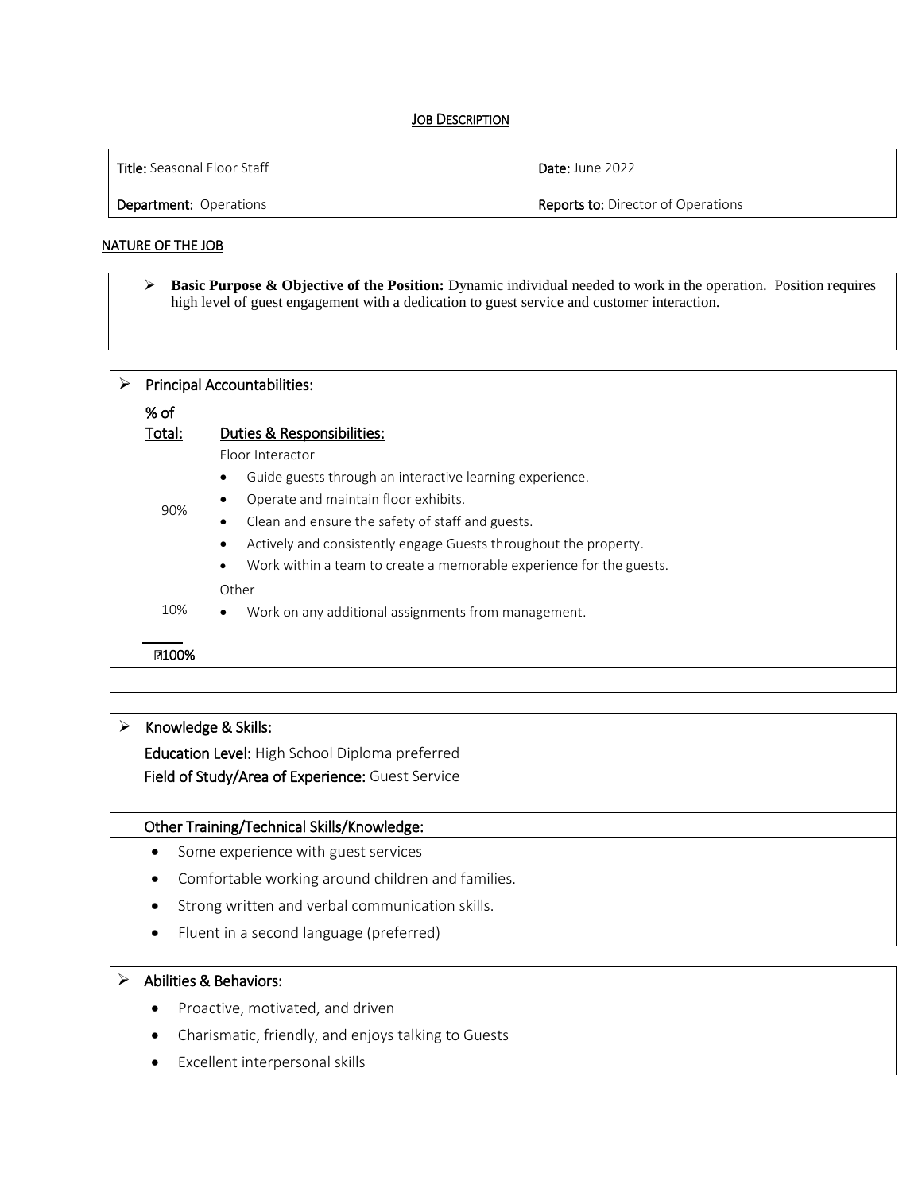# JOB DESCRIPTION

| | |
|---|---|
| **Title:** Seasonal Floor Staff | **Date:** June 2022 |
| **Department:** Operations | **Reports to:** Director of Operations |

## NATURE OF THE JOB

- **Basic Purpose & Objective of the Position:** Dynamic individual needed to work in the operation. Position requires high level of guest engagement with a dedication to guest service and customer interaction.

- **Principal Accountabilities:**

| % of Total: | Duties & Responsibilities: |
|---|---|
| 90% | Floor Interactor<br>• Guide guests through an interactive learning experience.<br>• Operate and maintain floor exhibits.<br>• Clean and ensure the safety of staff and guests.<br>• Actively and consistently engage Guests throughout the property.<br>• Work within a team to create a memorable experience for the guests. |
| 10% | Other<br>• Work on any additional assignments from management. |
| 100% | |

- **Knowledge & Skills:**

**Education Level:** High School Diploma preferred

**Field of Study/Area of Experience:** Guest Service

**Other Training/Technical Skills/Knowledge:**

- Some experience with guest services
- Comfortable working around children and families.
- Strong written and verbal communication skills.
- Fluent in a second language (preferred)

- **Abilities & Behaviors:**
  - Proactive, motivated, and driven
  - Charismatic, friendly, and enjoys talking to Guests
  - Excellent interpersonal skills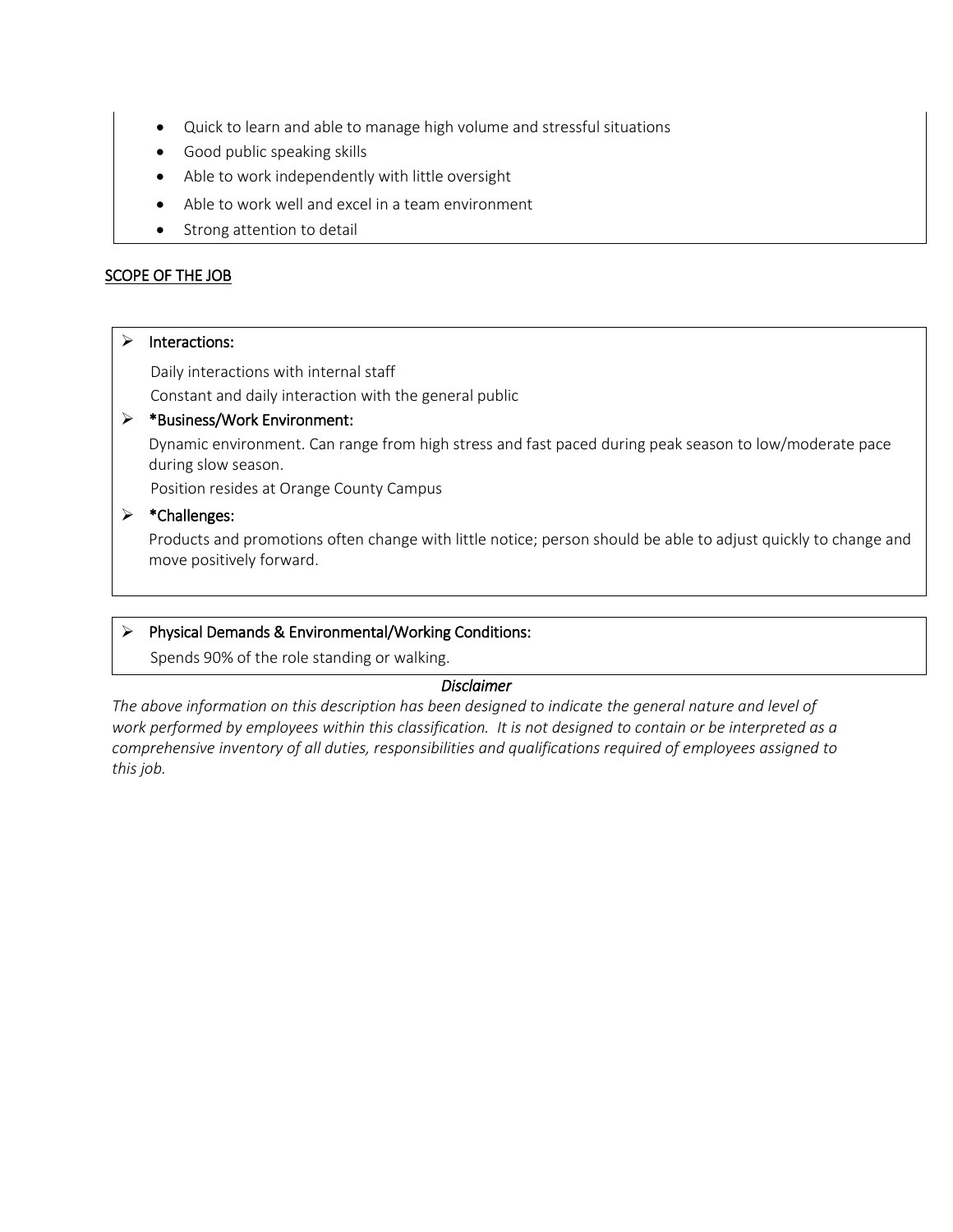- Quick to learn and able to manage high volume and stressful situations
- Good public speaking skills
- Able to work independently with little oversight
- Able to work well and excel in a team environment
- Strong attention to detail

## SCOPE OF THE JOB

- **Interactions:**

  Daily interactions with internal staff

  Constant and daily interaction with the general public

- ***Business/Work Environment:**

  Dynamic environment. Can range from high stress and fast paced during peak season to low/moderate pace during slow season.

  Position resides at Orange County Campus

- ***Challenges:**

  Products and promotions often change with little notice; person should be able to adjust quickly to change and move positively forward.

- **Physical Demands & Environmental/Working Conditions:**

  Spends 90% of the role standing or walking.

*Disclaimer*

*The above information on this description has been designed to indicate the general nature and level of work performed by employees within this classification. It is not designed to contain or be interpreted as a comprehensive inventory of all duties, responsibilities and qualifications required of employees assigned to this job.*